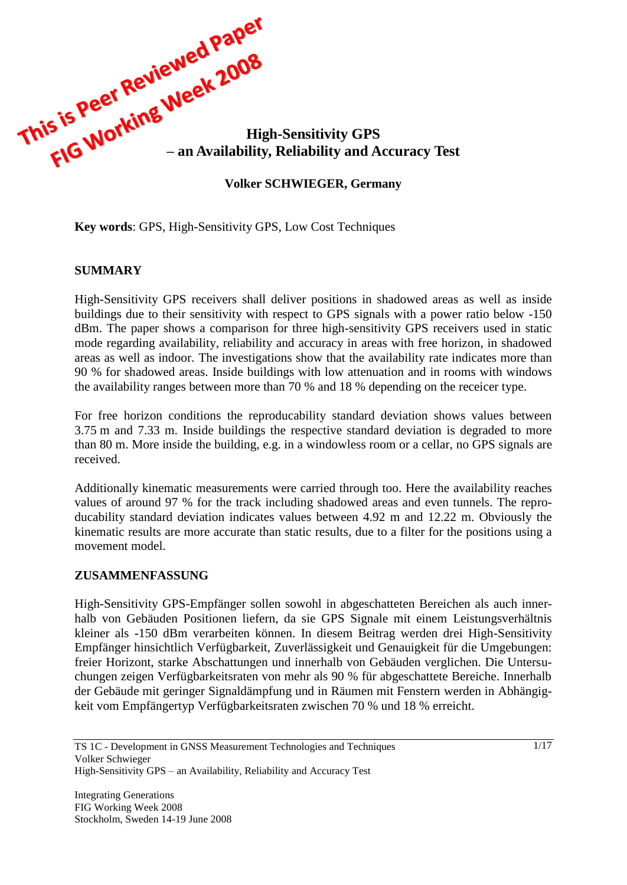This is Peer Reviewed Paper
FIG Working Week 2008

# High-Sensitivity GPS – an Availability, Reliability and Accuracy Test

**Volker SCHWIEGER, Germany**

**Key words**: GPS, High-Sensitivity GPS, Low Cost Techniques

## SUMMARY

High-Sensitivity GPS receivers shall deliver positions in shadowed areas as well as inside buildings due to their sensitivity with respect to GPS signals with a power ratio below -150 dBm. The paper shows a comparison for three high-sensitivity GPS receivers used in static mode regarding availability, reliability and accuracy in areas with free horizon, in shadowed areas as well as indoor. The investigations show that the availability rate indicates more than 90 % for shadowed areas. Inside buildings with low attenuation and in rooms with windows the availability ranges between more than 70 % and 18 % depending on the receicer type.

For free horizon conditions the reproducability standard deviation shows values between 3.75 m and 7.33 m. Inside buildings the respective standard deviation is degraded to more than 80 m. More inside the building, e.g. in a windowless room or a cellar, no GPS signals are received.

Additionally kinematic measurements were carried through too. Here the availability reaches values of around 97 % for the track including shadowed areas and even tunnels. The reproducability standard deviation indicates values between 4.92 m and 12.22 m. Obviously the kinematic results are more accurate than static results, due to a filter for the positions using a movement model.

## ZUSAMMENFASSUNG

High-Sensitivity GPS-Empfänger sollen sowohl in abgeschatteten Bereichen als auch innerhalb von Gebäuden Positionen liefern, da sie GPS Signale mit einem Leistungsverhältnis kleiner als -150 dBm verarbeiten können. In diesem Beitrag werden drei High-Sensitivity Empfänger hinsichtlich Verfügbarkeit, Zuverlässigkeit und Genauigkeit für die Umgebungen: freier Horizont, starke Abschattungen und innerhalb von Gebäuden verglichen. Die Untersuchungen zeigen Verfügbarkeitsraten von mehr als 90 % für abgeschattete Bereiche. Innerhalb der Gebäude mit geringer Signaldämpfung und in Räumen mit Fenstern werden in Abhängigkeit vom Empfängertyp Verfügbarkeitsraten zwischen 70 % und 18 % erreicht.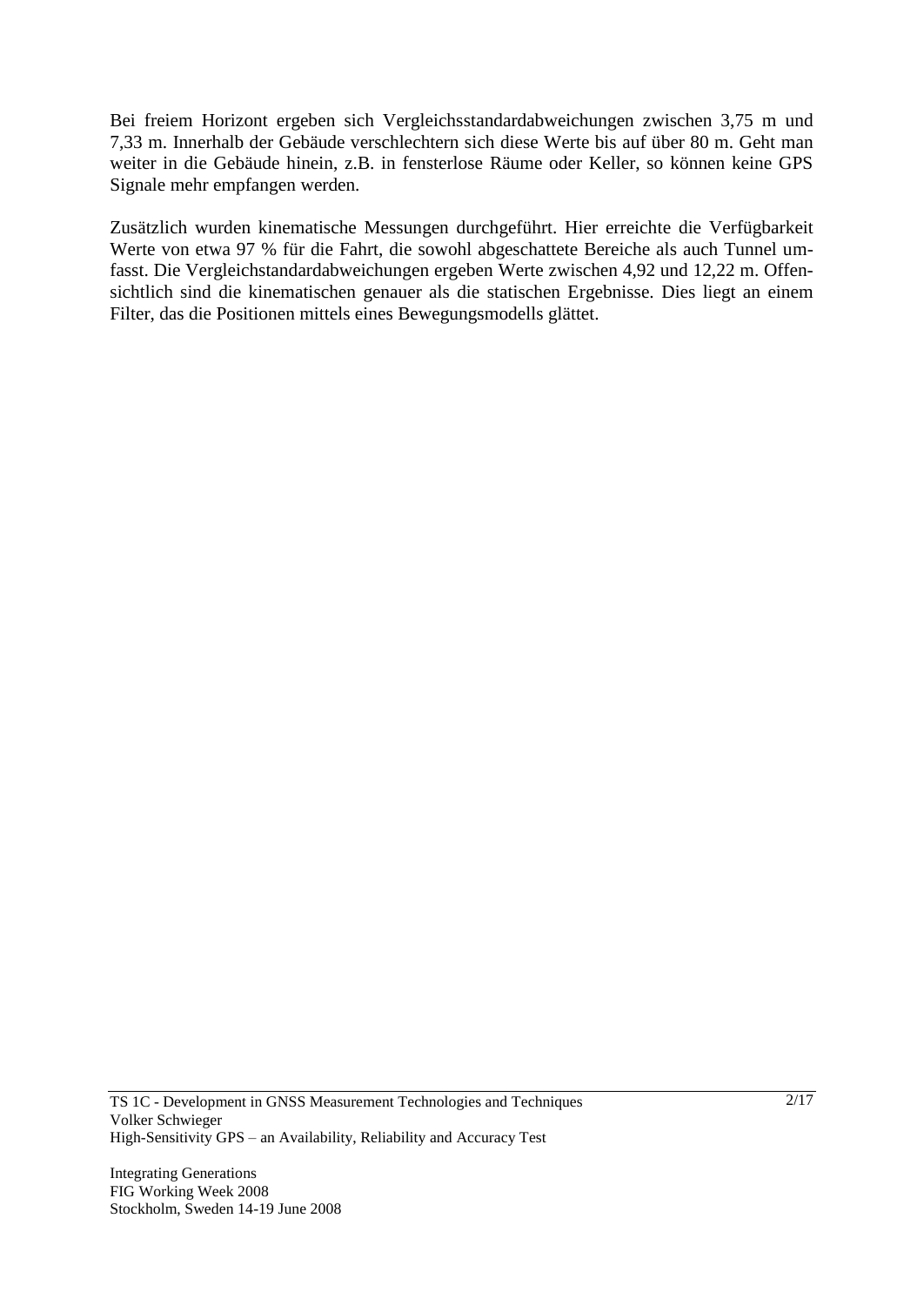Bei freiem Horizont ergeben sich Vergleichsstandardabweichungen zwischen 3,75 m und 7,33 m. Innerhalb der Gebäude verschlechtern sich diese Werte bis auf über 80 m. Geht man weiter in die Gebäude hinein, z.B. in fensterlose Räume oder Keller, so können keine GPS Signale mehr empfangen werden.

Zusätzlich wurden kinematische Messungen durchgeführt. Hier erreichte die Verfügbarkeit Werte von etwa 97 % für die Fahrt, die sowohl abgeschattete Bereiche als auch Tunnel umfasst. Die Vergleichstandardabweichungen ergeben Werte zwischen 4,92 und 12,22 m. Offensichtlich sind die kinematischen genauer als die statischen Ergebnisse. Dies liegt an einem Filter, das die Positionen mittels eines Bewegungsmodells glättet.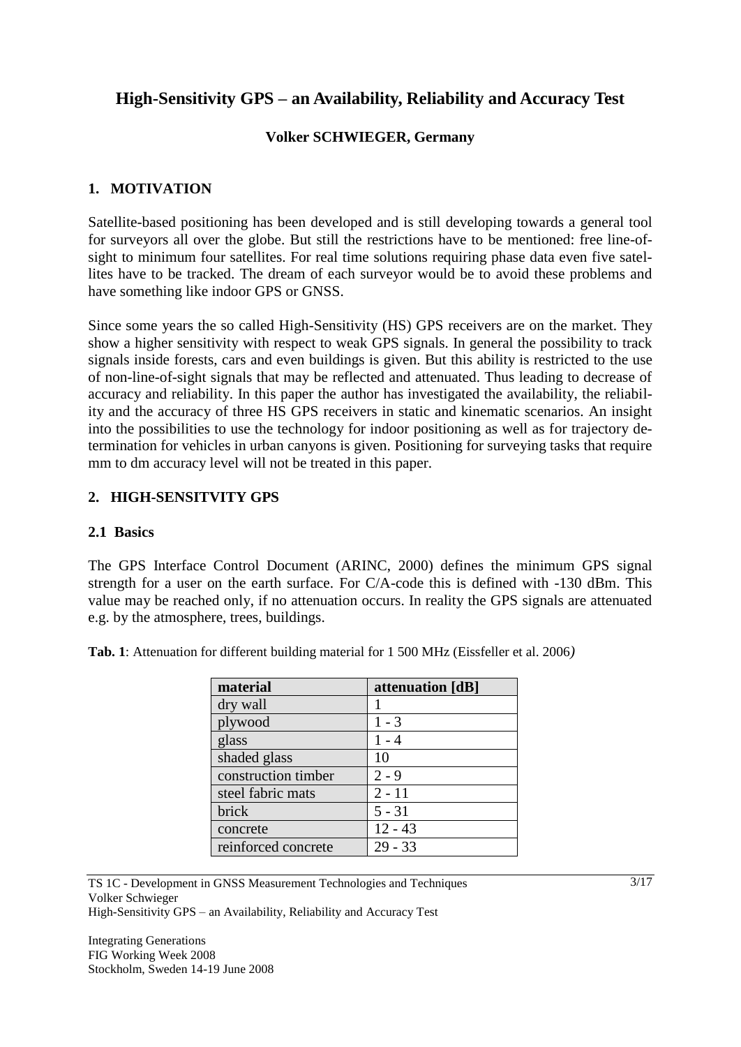# High-Sensitivity GPS – an Availability, Reliability and Accuracy Test

**Volker SCHWIEGER, Germany**

## 1. MOTIVATION

Satellite-based positioning has been developed and is still developing towards a general tool for surveyors all over the globe. But still the restrictions have to be mentioned: free line-of-sight to minimum four satellites. For real time solutions requiring phase data even five satellites have to be tracked. The dream of each surveyor would be to avoid these problems and have something like indoor GPS or GNSS.

Since some years the so called High-Sensitivity (HS) GPS receivers are on the market. They show a higher sensitivity with respect to weak GPS signals. In general the possibility to track signals inside forests, cars and even buildings is given. But this ability is restricted to the use of non-line-of-sight signals that may be reflected and attenuated. Thus leading to decrease of accuracy and reliability. In this paper the author has investigated the availability, the reliability and the accuracy of three HS GPS receivers in static and kinematic scenarios. An insight into the possibilities to use the technology for indoor positioning as well as for trajectory determination for vehicles in urban canyons is given. Positioning for surveying tasks that require mm to dm accuracy level will not be treated in this paper.

## 2. HIGH-SENSITVITY GPS

### 2.1 Basics

The GPS Interface Control Document (ARINC, 2000) defines the minimum GPS signal strength for a user on the earth surface. For C/A-code this is defined with -130 dBm. This value may be reached only, if no attenuation occurs. In reality the GPS signals are attenuated e.g. by the atmosphere, trees, buildings.

**Tab. 1**: Attenuation for different building material for 1 500 MHz (Eissfeller et al. 2006*)*

| material | attenuation [dB] |
|---|---|
| dry wall | 1 |
| plywood | 1 - 3 |
| glass | 1 - 4 |
| shaded glass | 10 |
| construction timber | 2 - 9 |
| steel fabric mats | 2 - 11 |
| brick | 5 - 31 |
| concrete | 12 - 43 |
| reinforced concrete | 29 - 33 |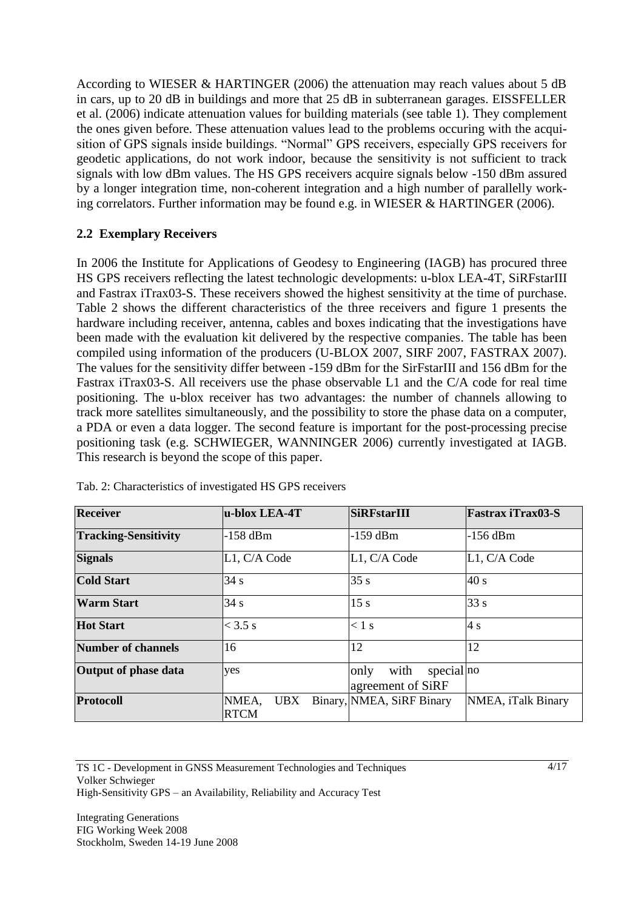According to WIESER & HARTINGER (2006) the attenuation may reach values about 5 dB in cars, up to 20 dB in buildings and more that 25 dB in subterranean garages. EISSFELLER et al. (2006) indicate attenuation values for building materials (see table 1). They complement the ones given before. These attenuation values lead to the problems occuring with the acquisition of GPS signals inside buildings. "Normal" GPS receivers, especially GPS receivers for geodetic applications, do not work indoor, because the sensitivity is not sufficient to track signals with low dBm values. The HS GPS receivers acquire signals below -150 dBm assured by a longer integration time, non-coherent integration and a high number of parallelly working correlators. Further information may be found e.g. in WIESER & HARTINGER (2006).

## 2.2 Exemplary Receivers

In 2006 the Institute for Applications of Geodesy to Engineering (IAGB) has procured three HS GPS receivers reflecting the latest technologic developments: u-blox LEA-4T, SiRFstarIII and Fastrax iTrax03-S. These receivers showed the highest sensitivity at the time of purchase. Table 2 shows the different characteristics of the three receivers and figure 1 presents the hardware including receiver, antenna, cables and boxes indicating that the investigations have been made with the evaluation kit delivered by the respective companies. The table has been compiled using information of the producers (U-BLOX 2007, SIRF 2007, FASTRAX 2007). The values for the sensitivity differ between -159 dBm for the SirFstarIII and 156 dBm for the Fastrax iTrax03-S. All receivers use the phase observable L1 and the C/A code for real time positioning. The u-blox receiver has two advantages: the number of channels allowing to track more satellites simultaneously, and the possibility to store the phase data on a computer, a PDA or even a data logger. The second feature is important for the post-processing precise positioning task (e.g. SCHWIEGER, WANNINGER 2006) currently investigated at IAGB. This research is beyond the scope of this paper.

Tab. 2: Characteristics of investigated HS GPS receivers

| **Receiver** | **u-blox LEA-4T** | **SiRFstarIII** | **Fastrax iTrax03-S** |
|---|---|---|---|
| **Tracking-Sensitivity** | -158 dBm | -159 dBm | -156 dBm |
| **Signals** | L1, C/A Code | L1, C/A Code | L1, C/A Code |
| **Cold Start** | 34 s | 35 s | 40 s |
| **Warm Start** | 34 s | 15 s | 33 s |
| **Hot Start** | < 3.5 s | < 1 s | 4 s |
| **Number of channels** | 16 | 12 | 12 |
| **Output of phase data** | yes | only with special agreement of SiRF | no |
| **Protocoll** | NMEA, UBX Binary, RTCM | NMEA, SiRF Binary | NMEA, iTalk Binary |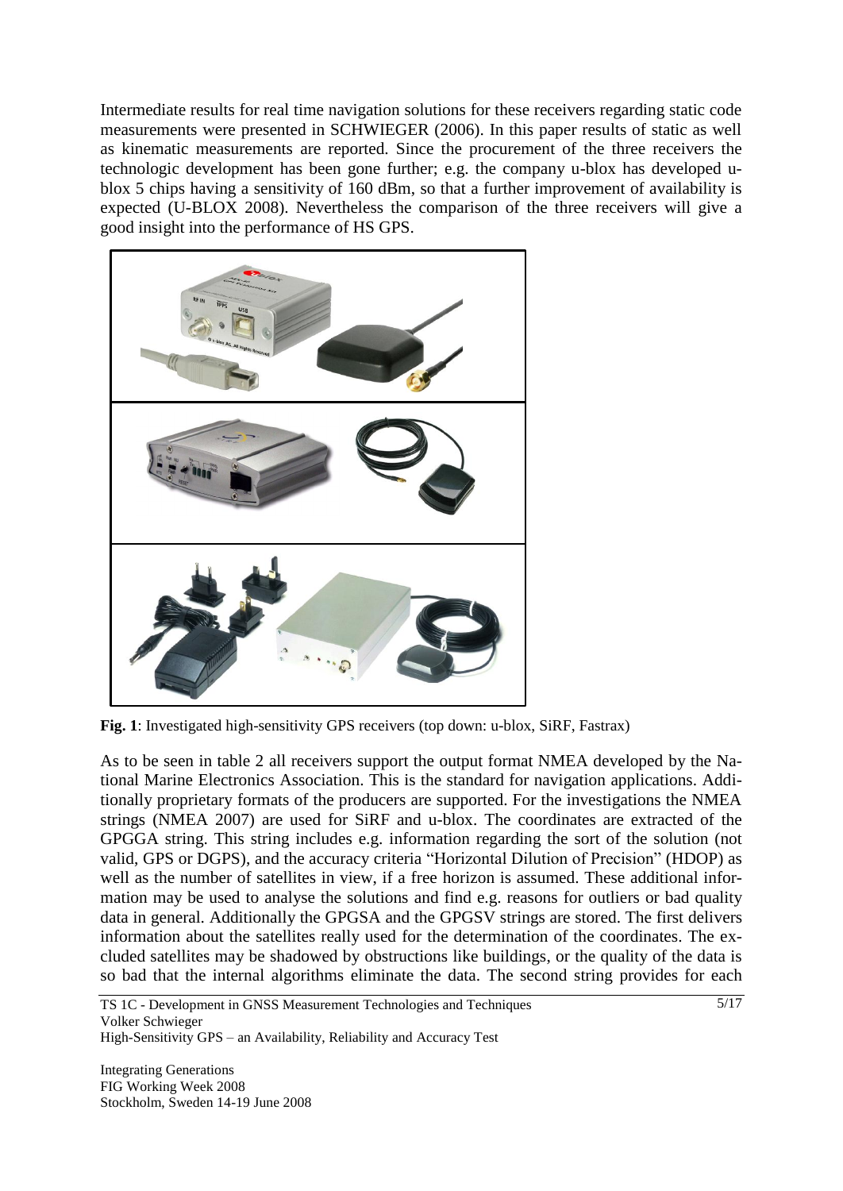Intermediate results for real time navigation solutions for these receivers regarding static code measurements were presented in SCHWIEGER (2006). In this paper results of static as well as kinematic measurements are reported. Since the procurement of the three receivers the technologic development has been gone further; e.g. the company u-blox has developed u-blox 5 chips having a sensitivity of 160 dBm, so that a further improvement of availability is expected (U-BLOX 2008). Nevertheless the comparison of the three receivers will give a good insight into the performance of HS GPS.

**Fig. 1**: Investigated high-sensitivity GPS receivers (top down: u-blox, SiRF, Fastrax)

As to be seen in table 2 all receivers support the output format NMEA developed by the National Marine Electronics Association. This is the standard for navigation applications. Additionally proprietary formats of the producers are supported. For the investigations the NMEA strings (NMEA 2007) are used for SiRF and u-blox. The coordinates are extracted of the GPGGA string. This string includes e.g. information regarding the sort of the solution (not valid, GPS or DGPS), and the accuracy criteria "Horizontal Dilution of Precision" (HDOP) as well as the number of satellites in view, if a free horizon is assumed. These additional information may be used to analyse the solutions and find e.g. reasons for outliers or bad quality data in general. Additionally the GPGSA and the GPGSV strings are stored. The first delivers information about the satellites really used for the determination of the coordinates. The excluded satellites may be shadowed by obstructions like buildings, or the quality of the data is so bad that the internal algorithms eliminate the data. The second string provides for each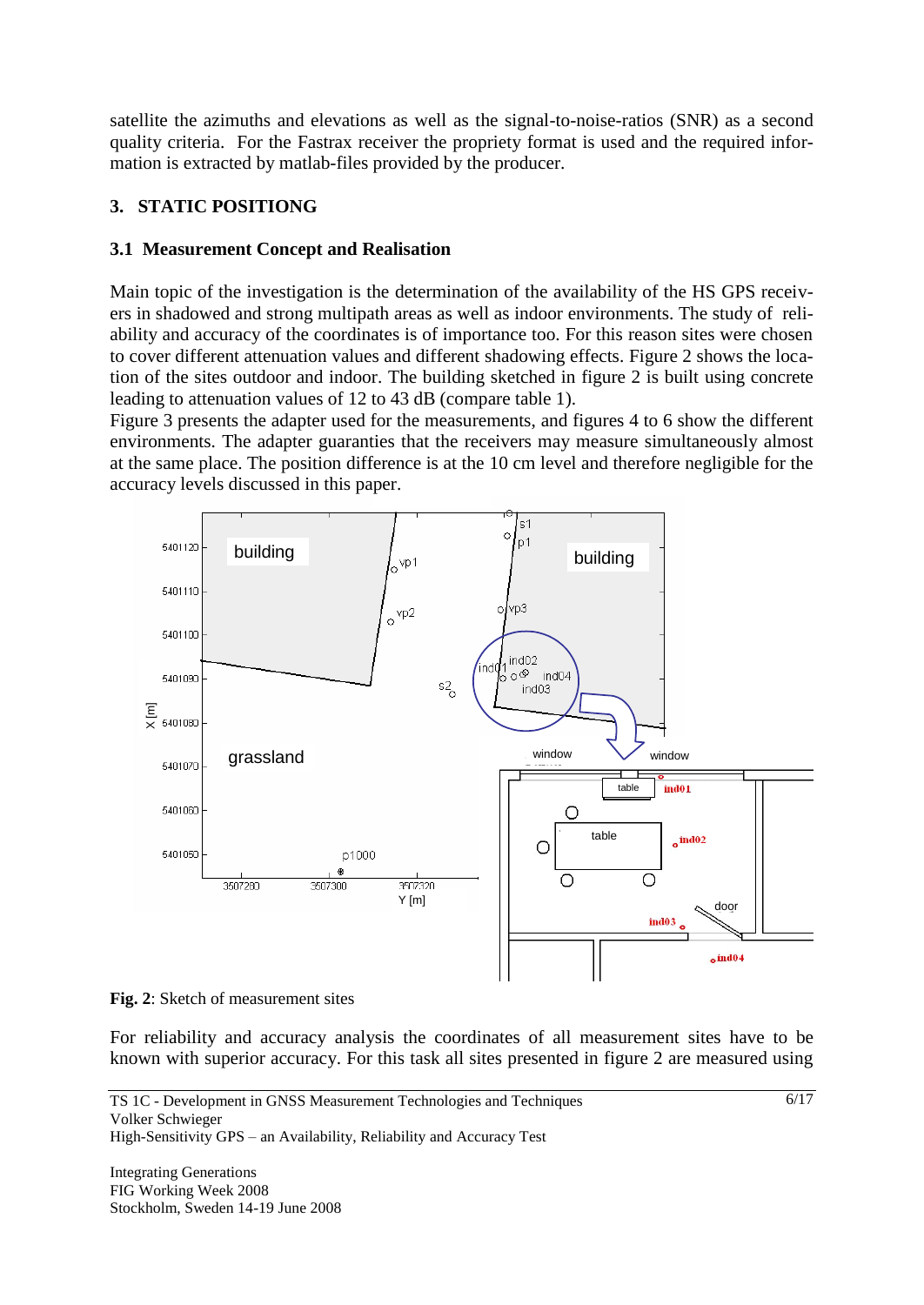satellite the azimuths and elevations as well as the signal-to-noise-ratios (SNR) as a second quality criteria. For the Fastrax receiver the propriety format is used and the required information is extracted by matlab-files provided by the producer.

## 3. STATIC POSITIONG

### 3.1 Measurement Concept and Realisation

Main topic of the investigation is the determination of the availability of the HS GPS receivers in shadowed and strong multipath areas as well as indoor environments. The study of reliability and accuracy of the coordinates is of importance too. For this reason sites were chosen to cover different attenuation values and different shadowing effects. Figure 2 shows the location of the sites outdoor and indoor. The building sketched in figure 2 is built using concrete leading to attenuation values of 12 to 43 dB (compare table 1).
Figure 3 presents the adapter used for the measurements, and figures 4 to 6 show the different environments. The adapter guaranties that the receivers may measure simultaneously almost at the same place. The position difference is at the 10 cm level and therefore negligible for the accuracy levels discussed in this paper.

**Fig. 2**: Sketch of measurement sites

For reliability and accuracy analysis the coordinates of all measurement sites have to be known with superior accuracy. For this task all sites presented in figure 2 are measured using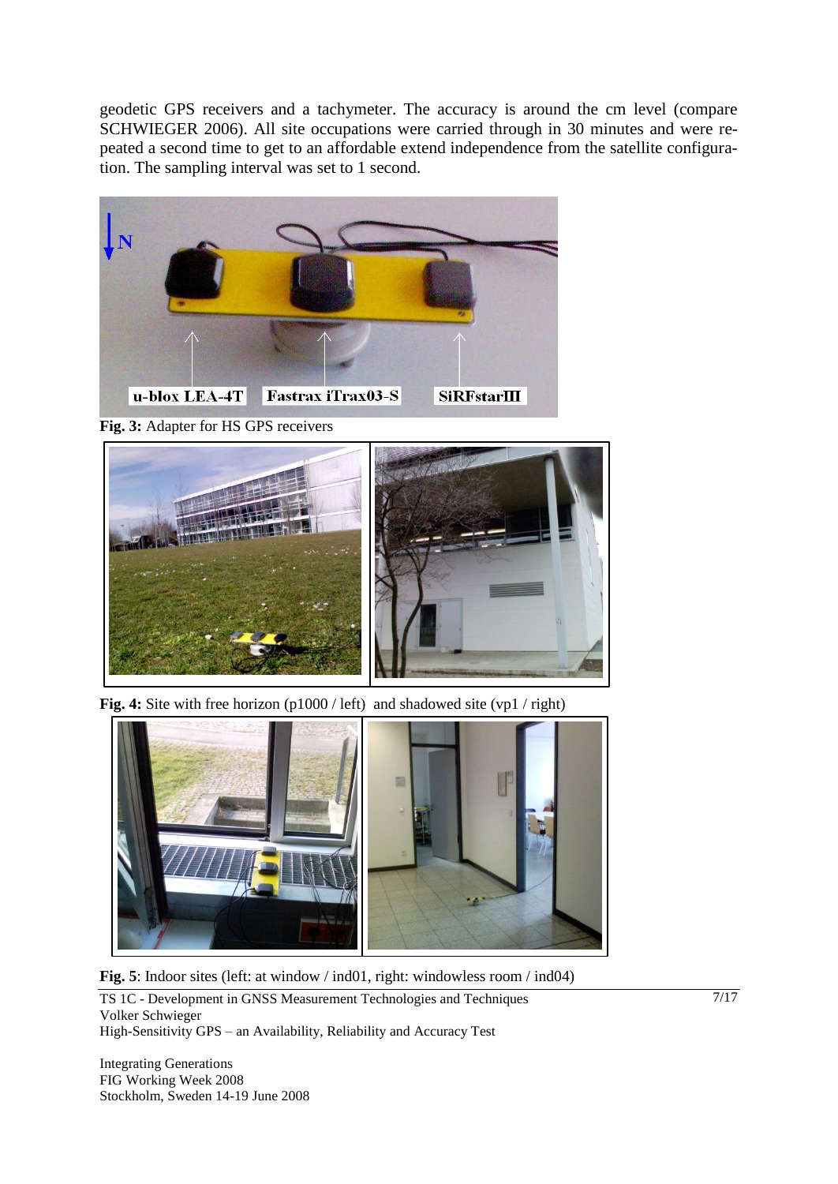geodetic GPS receivers and a tachymeter. The accuracy is around the cm level (compare SCHWIEGER 2006). All site occupations were carried through in 30 minutes and were repeated a second time to get to an affordable extend independence from the satellite configuration. The sampling interval was set to 1 second.

**Fig. 3:** Adapter for HS GPS receivers

**Fig. 4:** Site with free horizon (p1000 / left) and shadowed site (vp1 / right)

**Fig. 5**: Indoor sites (left: at window / ind01, right: windowless room / ind04)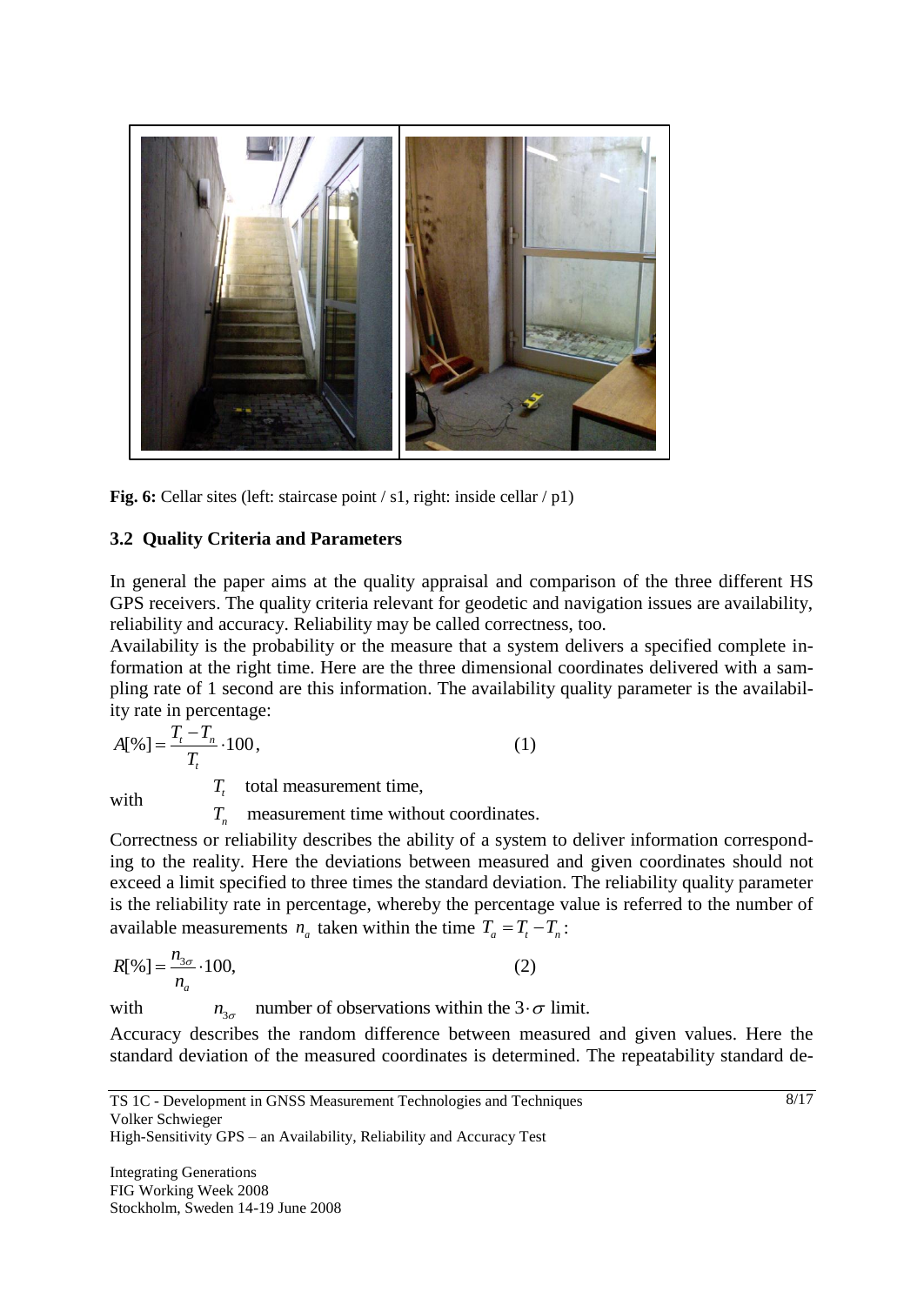**Fig. 6:** Cellar sites (left: staircase point / s1, right: inside cellar / p1)

### 3.2 Quality Criteria and Parameters

In general the paper aims at the quality appraisal and comparison of the three different HS GPS receivers. The quality criteria relevant for geodetic and navigation issues are availability, reliability and accuracy. Reliability may be called correctness, too.

Availability is the probability or the measure that a system delivers a specified complete information at the right time. Here are the three dimensional coordinates delivered with a sampling rate of 1 second are this information. The availability quality parameter is the availability rate in percentage:

$$A[\%] = \frac{T_t - T_n}{T_t} \cdot 100, \qquad (1)$$

with
$T_t$ total measurement time,
$T_n$ measurement time without coordinates.

Correctness or reliability describes the ability of a system to deliver information corresponding to the reality. Here the deviations between measured and given coordinates should not exceed a limit specified to three times the standard deviation. The reliability quality parameter is the reliability rate in percentage, whereby the percentage value is referred to the number of available measurements $n_a$ taken within the time $T_a = T_t - T_n$:

$$R[\%] = \frac{n_{3\sigma}}{n_a} \cdot 100, \qquad (2)$$

with $n_{3\sigma}$ number of observations within the $3 \cdot \sigma$ limit.

Accuracy describes the random difference between measured and given values. Here the standard deviation of the measured coordinates is determined. The repeatability standard de-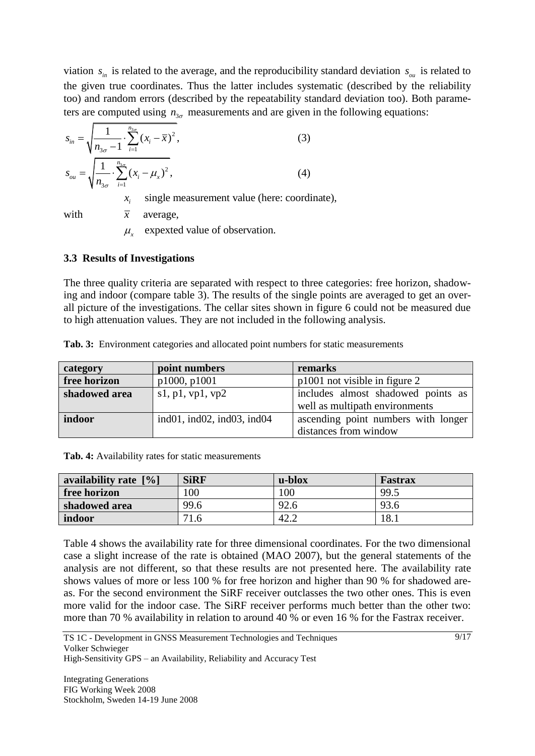viation $s_{in}$ is related to the average, and the reproducibility standard deviation $s_{ou}$ is related to the given true coordinates. Thus the latter includes systematic (described by the reliability too) and random errors (described by the repeatability standard deviation too). Both parameters are computed using $n_{3\sigma}$ measurements and are given in the following equations:

$$s_{in} = \sqrt{\frac{1}{n_{3\sigma}-1} \cdot \sum_{i=1}^{n_{3\sigma}} (x_i - \bar{x})^2}, \tag{3}$$

$$s_{ou} = \sqrt{\frac{1}{n_{3\sigma}} \cdot \sum_{i=1}^{n_{3\sigma}} (x_i - \mu_x)^2}, \tag{4}$$

with
- $x_i$ single measurement value (here: coordinate),
- $\bar{x}$ average,
- $\mu_x$ expexted value of observation.

### 3.3 Results of Investigations

The three quality criteria are separated with respect to three categories: free horizon, shadowing and indoor (compare table 3). The results of the single points are averaged to get an overall picture of the investigations. The cellar sites shown in figure 6 could not be measured due to high attenuation values. They are not included in the following analysis.

**Tab. 3:** Environment categories and allocated point numbers for static measurements

| category | point numbers | remarks |
| --- | --- | --- |
| **free horizon** | p1000, p1001 | p1001 not visible in figure 2 |
| **shadowed area** | s1, p1, vp1, vp2 | includes almost shadowed points as well as multipath environments |
| **indoor** | ind01, ind02, ind03, ind04 | ascending point numbers with longer distances from window |

**Tab. 4:** Availability rates for static measurements

| availability rate [%] | SiRF | u-blox | Fastrax |
| --- | --- | --- | --- |
| **free horizon** | 100 | 100 | 99.5 |
| **shadowed area** | 99.6 | 92.6 | 93.6 |
| **indoor** | 71.6 | 42.2 | 18.1 |

Table 4 shows the availability rate for three dimensional coordinates. For the two dimensional case a slight increase of the rate is obtained (MAO 2007), but the general statements of the analysis are not different, so that these results are not presented here. The availability rate shows values of more or less 100 % for free horizon and higher than 90 % for shadowed areas. For the second environment the SiRF receiver outclasses the two other ones. This is even more valid for the indoor case. The SiRF receiver performs much better than the other two: more than 70 % availability in relation to around 40 % or even 16 % for the Fastrax receiver.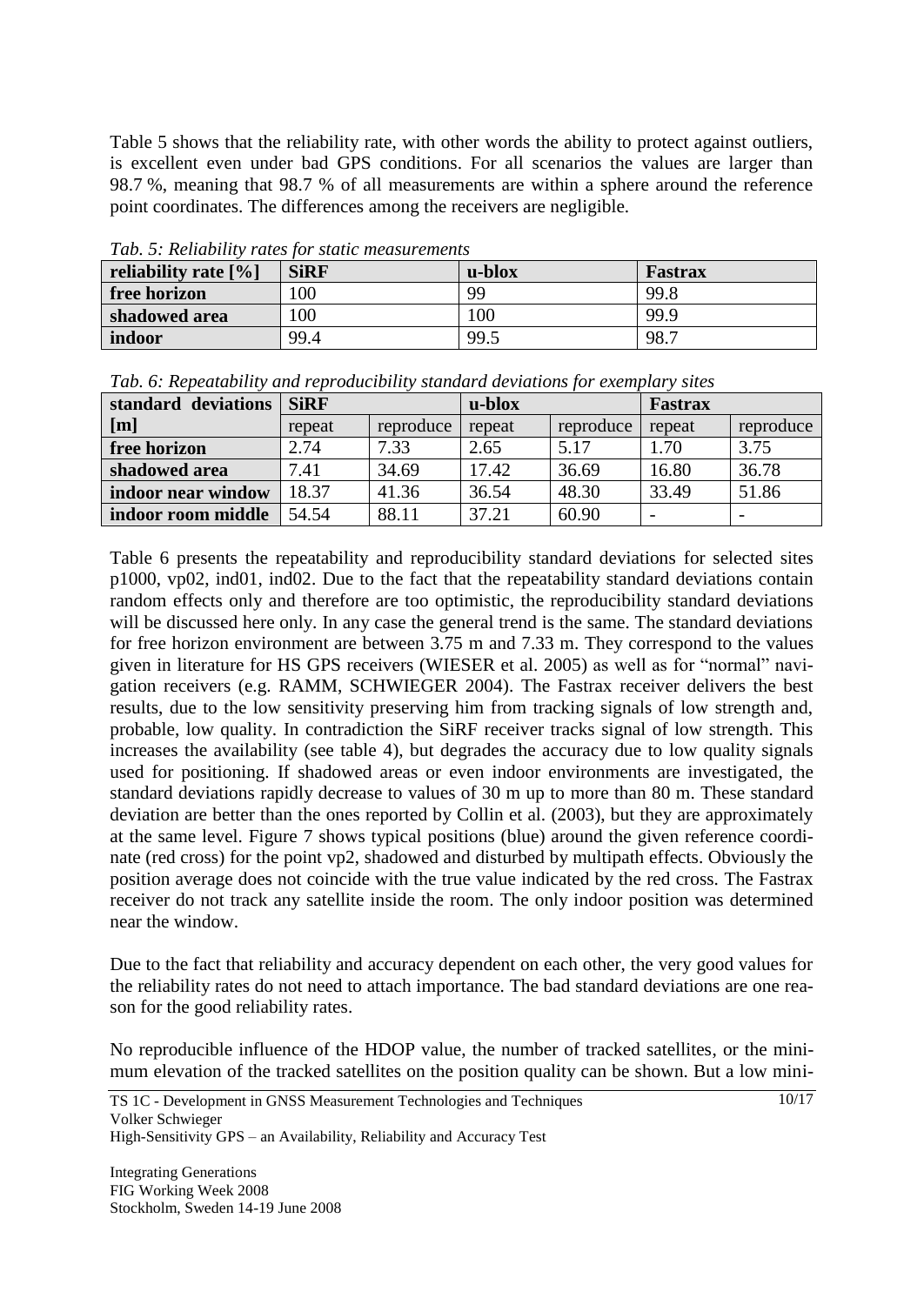Table 5 shows that the reliability rate, with other words the ability to protect against outliers, is excellent even under bad GPS conditions. For all scenarios the values are larger than 98.7 %, meaning that 98.7 % of all measurements are within a sphere around the reference point coordinates. The differences among the receivers are negligible.

*Tab. 5: Reliability rates for static measurements*

| reliability rate [%] | SiRF | u-blox | Fastrax |
|---|---|---|---|
| free horizon | 100 | 99 | 99.8 |
| shadowed area | 100 | 100 | 99.9 |
| indoor | 99.4 | 99.5 | 98.7 |

*Tab. 6: Repeatability and reproducibility standard deviations for exemplary sites*

| standard deviations [m] | SiRF | | u-blox | | Fastrax | |
|---|---|---|---|---|---|---|
| | repeat | reproduce | repeat | reproduce | repeat | reproduce |
| free horizon | 2.74 | 7.33 | 2.65 | 5.17 | 1.70 | 3.75 |
| shadowed area | 7.41 | 34.69 | 17.42 | 36.69 | 16.80 | 36.78 |
| indoor near window | 18.37 | 41.36 | 36.54 | 48.30 | 33.49 | 51.86 |
| indoor room middle | 54.54 | 88.11 | 37.21 | 60.90 | - | - |

Table 6 presents the repeatability and reproducibility standard deviations for selected sites p1000, vp02, ind01, ind02. Due to the fact that the repeatability standard deviations contain random effects only and therefore are too optimistic, the reproducibility standard deviations will be discussed here only. In any case the general trend is the same. The standard deviations for free horizon environment are between 3.75 m and 7.33 m. They correspond to the values given in literature for HS GPS receivers (WIESER et al. 2005) as well as for "normal" navigation receivers (e.g. RAMM, SCHWIEGER 2004). The Fastrax receiver delivers the best results, due to the low sensitivity preserving him from tracking signals of low strength and, probable, low quality. In contradiction the SiRF receiver tracks signal of low strength. This increases the availability (see table 4), but degrades the accuracy due to low quality signals used for positioning. If shadowed areas or even indoor environments are investigated, the standard deviations rapidly decrease to values of 30 m up to more than 80 m. These standard deviation are better than the ones reported by Collin et al. (2003), but they are approximately at the same level. Figure 7 shows typical positions (blue) around the given reference coordinate (red cross) for the point vp2, shadowed and disturbed by multipath effects. Obviously the position average does not coincide with the true value indicated by the red cross. The Fastrax receiver do not track any satellite inside the room. The only indoor position was determined near the window.

Due to the fact that reliability and accuracy dependent on each other, the very good values for the reliability rates do not need to attach importance. The bad standard deviations are one reason for the good reliability rates.

No reproducible influence of the HDOP value, the number of tracked satellites, or the minimum elevation of the tracked satellites on the position quality can be shown. But a low mini-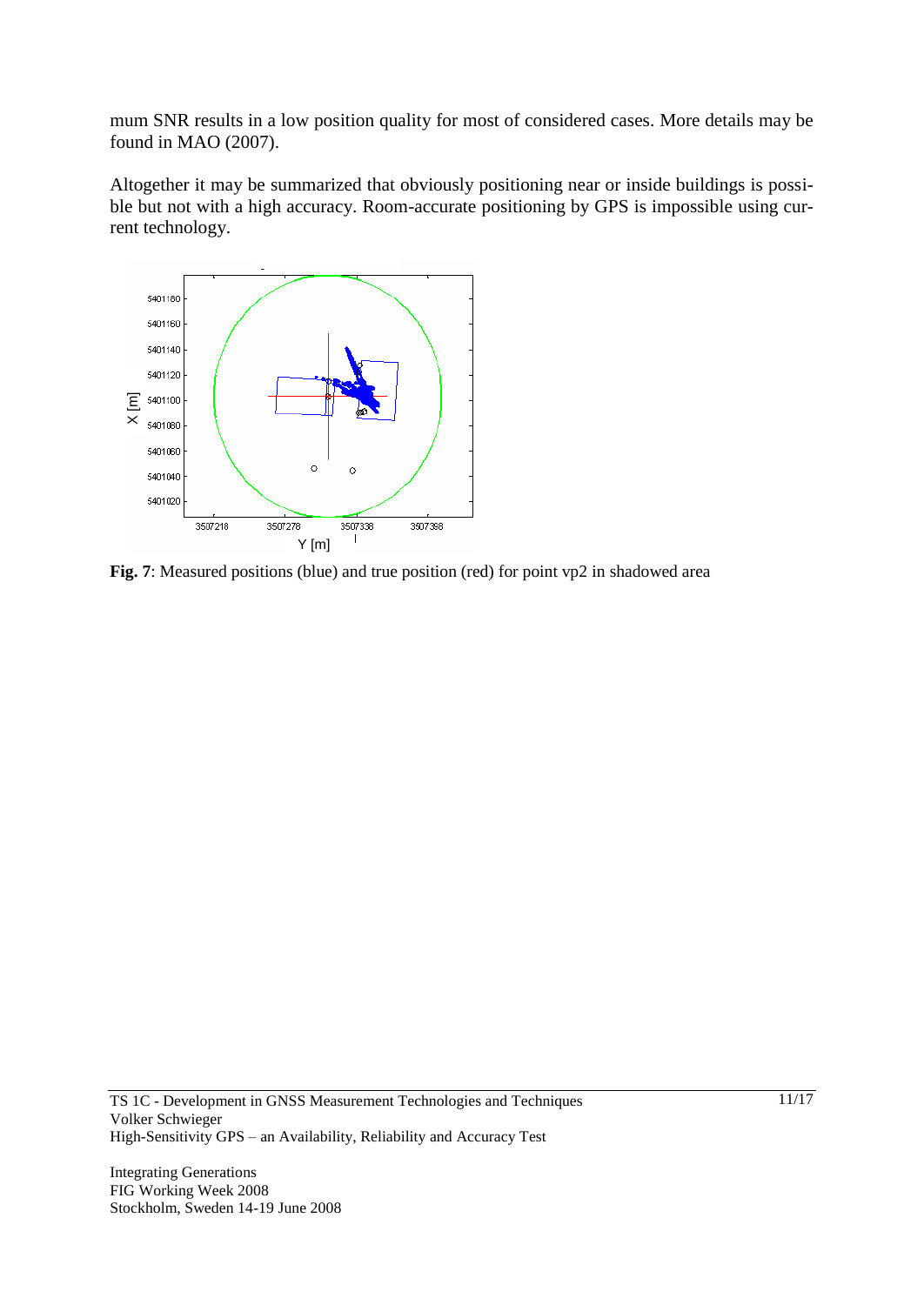mum SNR results in a low position quality for most of considered cases. More details may be found in MAO (2007).

Altogether it may be summarized that obviously positioning near or inside buildings is possible but not with a high accuracy. Room-accurate positioning by GPS is impossible using current technology.

**Fig. 7**: Measured positions (blue) and true position (red) for point vp2 in shadowed area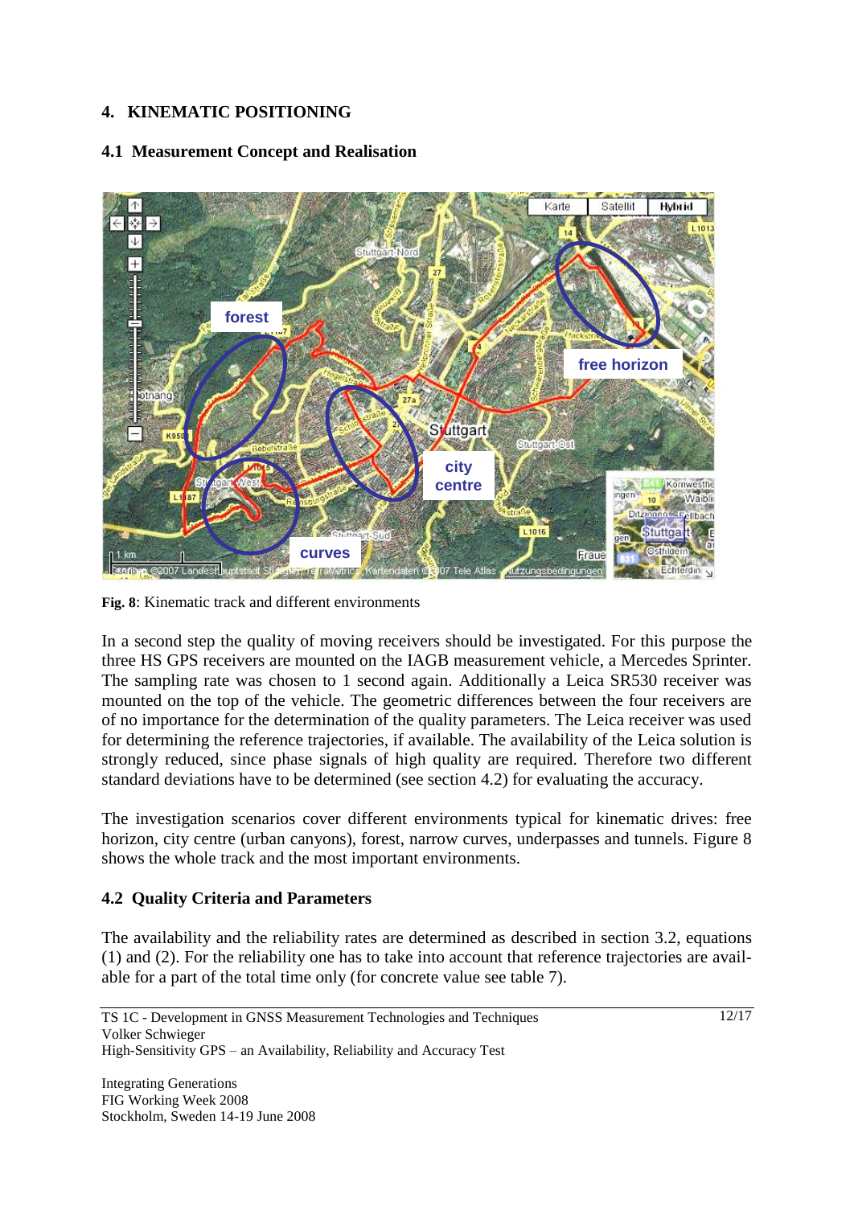## 4. KINEMATIC POSITIONING

### 4.1 Measurement Concept and Realisation

**Fig. 8**: Kinematic track and different environments

In a second step the quality of moving receivers should be investigated. For this purpose the three HS GPS receivers are mounted on the IAGB measurement vehicle, a Mercedes Sprinter. The sampling rate was chosen to 1 second again. Additionally a Leica SR530 receiver was mounted on the top of the vehicle. The geometric differences between the four receivers are of no importance for the determination of the quality parameters. The Leica receiver was used for determining the reference trajectories, if available. The availability of the Leica solution is strongly reduced, since phase signals of high quality are required. Therefore two different standard deviations have to be determined (see section 4.2) for evaluating the accuracy.

The investigation scenarios cover different environments typical for kinematic drives: free horizon, city centre (urban canyons), forest, narrow curves, underpasses and tunnels. Figure 8 shows the whole track and the most important environments.

### 4.2 Quality Criteria and Parameters

The availability and the reliability rates are determined as described in section 3.2, equations (1) and (2). For the reliability one has to take into account that reference trajectories are available for a part of the total time only (for concrete value see table 7).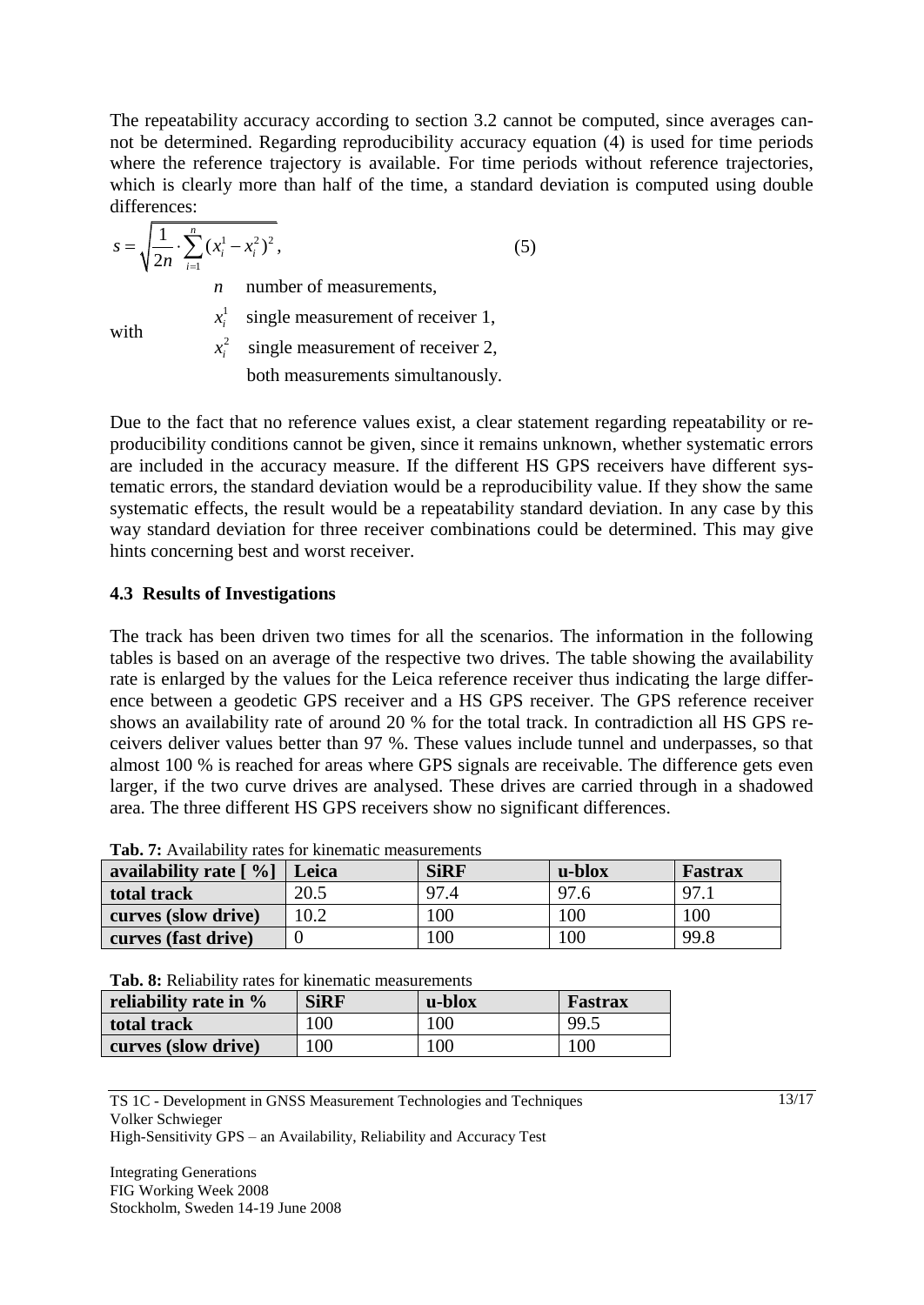The repeatability accuracy according to section 3.2 cannot be computed, since averages cannot be determined. Regarding reproducibility accuracy equation (4) is used for time periods where the reference trajectory is available. For time periods without reference trajectories, which is clearly more than half of the time, a standard deviation is computed using double differences:

$$s = \sqrt{\frac{1}{2n} \cdot \sum_{i=1}^{n} (x_i^1 - x_i^2)^2}, \qquad (5)$$

with
- $n$ number of measurements,
- $x_i^1$ single measurement of receiver 1,
- $x_i^2$ single measurement of receiver 2,
- both measurements simultanously.

Due to the fact that no reference values exist, a clear statement regarding repeatability or reproducibility conditions cannot be given, since it remains unknown, whether systematic errors are included in the accuracy measure. If the different HS GPS receivers have different systematic errors, the standard deviation would be a reproducibility value. If they show the same systematic effects, the result would be a repeatability standard deviation. In any case by this way standard deviation for three receiver combinations could be determined. This may give hints concerning best and worst receiver.

### 4.3 Results of Investigations

The track has been driven two times for all the scenarios. The information in the following tables is based on an average of the respective two drives. The table showing the availability rate is enlarged by the values for the Leica reference receiver thus indicating the large difference between a geodetic GPS receiver and a HS GPS receiver. The GPS reference receiver shows an availability rate of around 20 % for the total track. In contradiction all HS GPS receivers deliver values better than 97 %. These values include tunnel and underpasses, so that almost 100 % is reached for areas where GPS signals are receivable. The difference gets even larger, if the two curve drives are analysed. These drives are carried through in a shadowed area. The three different HS GPS receivers show no significant differences.

**Tab. 7:** Availability rates for kinematic measurements

| availability rate [ %] | Leica | SiRF | u-blox | Fastrax |
|---|---|---|---|---|
| total track | 20.5 | 97.4 | 97.6 | 97.1 |
| curves (slow drive) | 10.2 | 100 | 100 | 100 |
| curves (fast drive) | 0 | 100 | 100 | 99.8 |

**Tab. 8:** Reliability rates for kinematic measurements

| reliability rate in % | SiRF | u-blox | Fastrax |
|---|---|---|---|
| total track | 100 | 100 | 99.5 |
| curves (slow drive) | 100 | 100 | 100 |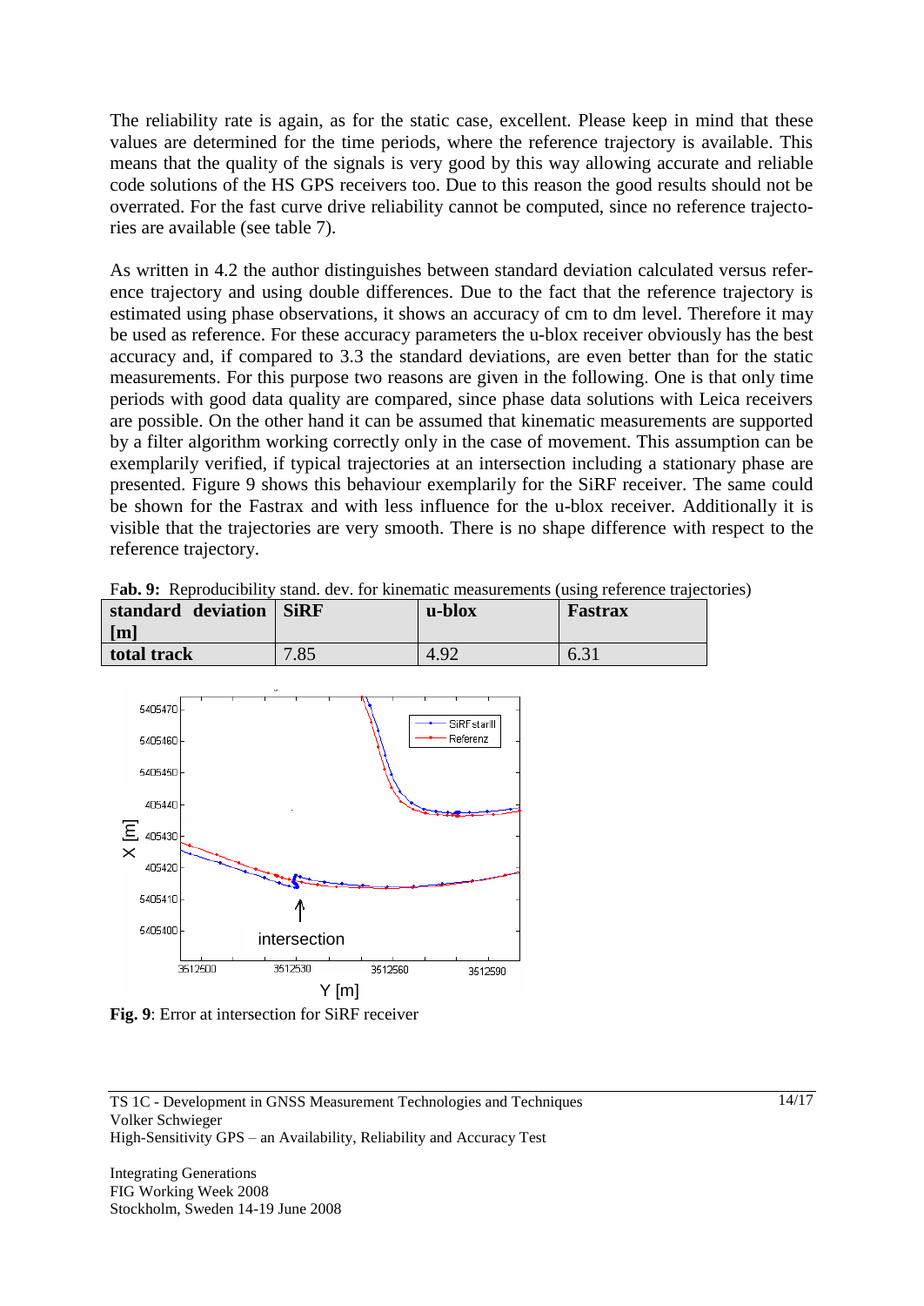The reliability rate is again, as for the static case, excellent. Please keep in mind that these values are determined for the time periods, where the reference trajectory is available. This means that the quality of the signals is very good by this way allowing accurate and reliable code solutions of the HS GPS receivers too. Due to this reason the good results should not be overrated. For the fast curve drive reliability cannot be computed, since no reference trajectories are available (see table 7).

As written in 4.2 the author distinguishes between standard deviation calculated versus reference trajectory and using double differences. Due to the fact that the reference trajectory is estimated using phase observations, it shows an accuracy of cm to dm level. Therefore it may be used as reference. For these accuracy parameters the u-blox receiver obviously has the best accuracy and, if compared to 3.3 the standard deviations, are even better than for the static measurements. For this purpose two reasons are given in the following. One is that only time periods with good data quality are compared, since phase data solutions with Leica receivers are possible. On the other hand it can be assumed that kinematic measurements are supported by a filter algorithm working correctly only in the case of movement. This assumption can be exemplarily verified, if typical trajectories at an intersection including a stationary phase are presented. Figure 9 shows this behaviour exemplarily for the SiRF receiver. The same could be shown for the Fastrax and with less influence for the u-blox receiver. Additionally it is visible that the trajectories are very smooth. There is no shape difference with respect to the reference trajectory.

F**ab. 9:** Reproducibility stand. dev. for kinematic measurements (using reference trajectories)

| **standard deviation [m]** | **SiRF** | **u-blox** | **Fastrax** |
|---|---|---|---|
| **total track** | 7.85 | 4.92 | 6.31 |

**Fig. 9**: Error at intersection for SiRF receiver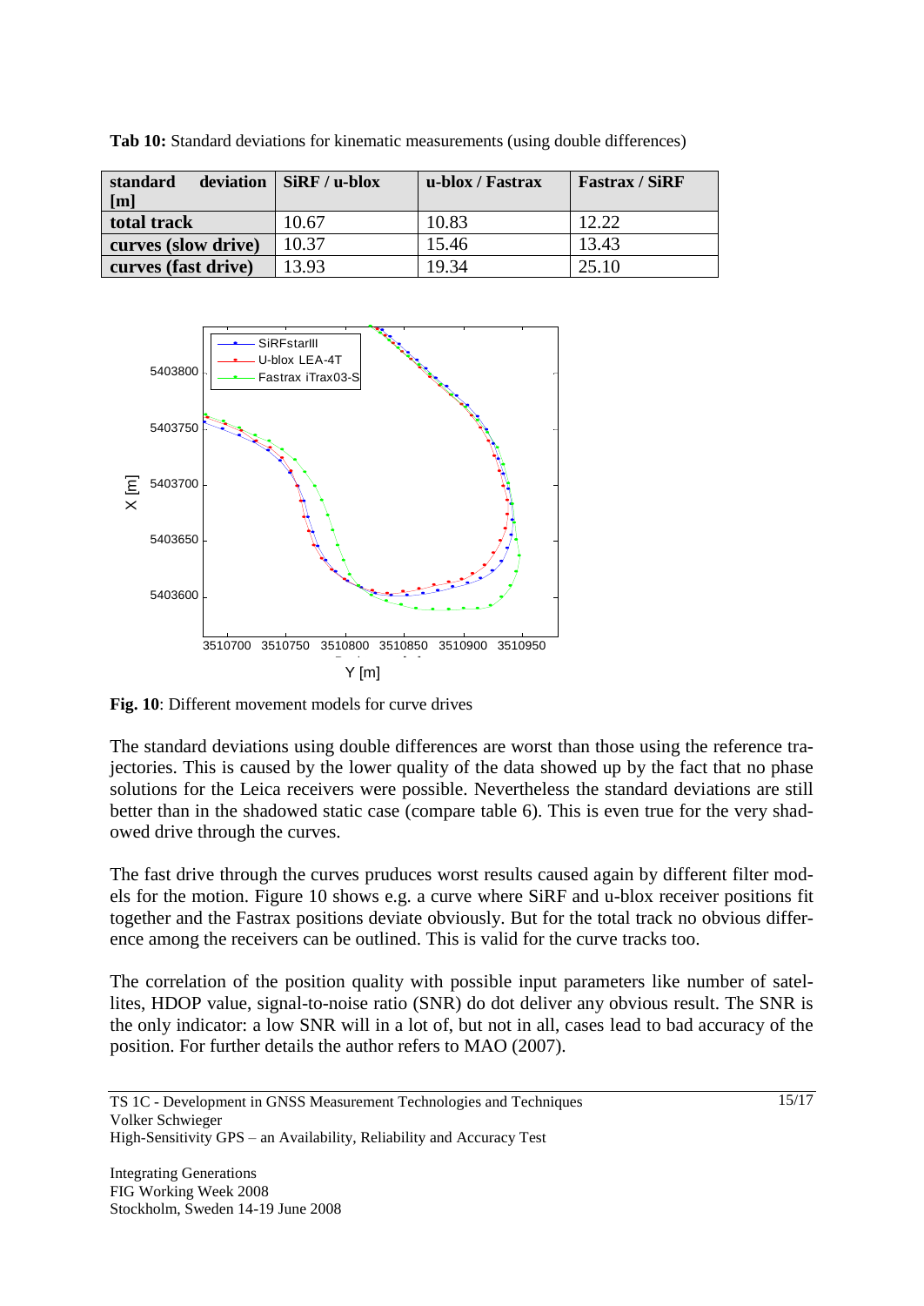**Tab 10:** Standard deviations for kinematic measurements (using double differences)

| standard deviation [m] | SiRF / u-blox | u-blox / Fastrax | Fastrax / SiRF |
|---|---|---|---|
| **total track** | 10.67 | 10.83 | 12.22 |
| **curves (slow drive)** | 10.37 | 15.46 | 13.43 |
| **curves (fast drive)** | 13.93 | 19.34 | 25.10 |

**Fig. 10**: Different movement models for curve drives

The standard deviations using double differences are worst than those using the reference trajectories. This is caused by the lower quality of the data showed up by the fact that no phase solutions for the Leica receivers were possible. Nevertheless the standard deviations are still better than in the shadowed static case (compare table 6). This is even true for the very shadowed drive through the curves.

The fast drive through the curves pruduces worst results caused again by different filter models for the motion. Figure 10 shows e.g. a curve where SiRF and u-blox receiver positions fit together and the Fastrax positions deviate obviously. But for the total track no obvious difference among the receivers can be outlined. This is valid for the curve tracks too.

The correlation of the position quality with possible input parameters like number of satellites, HDOP value, signal-to-noise ratio (SNR) do dot deliver any obvious result. The SNR is the only indicator: a low SNR will in a lot of, but not in all, cases lead to bad accuracy of the position. For further details the author refers to MAO (2007).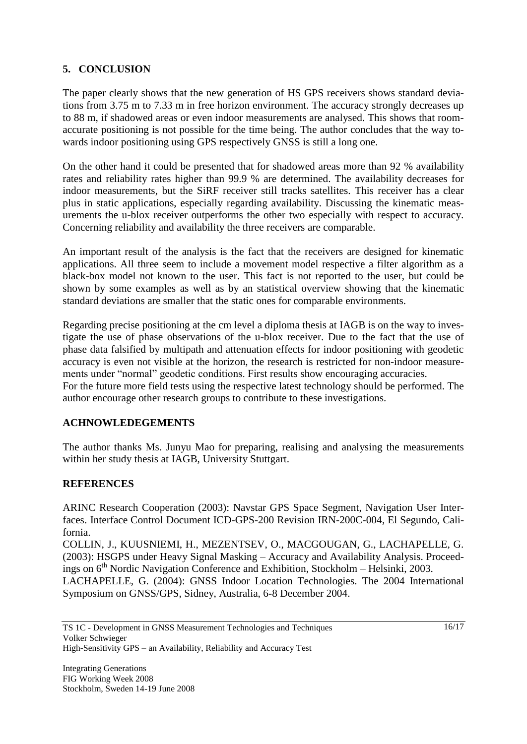## 5. CONCLUSION

The paper clearly shows that the new generation of HS GPS receivers shows standard deviations from 3.75 m to 7.33 m in free horizon environment. The accuracy strongly decreases up to 88 m, if shadowed areas or even indoor measurements are analysed. This shows that room-accurate positioning is not possible for the time being. The author concludes that the way towards indoor positioning using GPS respectively GNSS is still a long one.

On the other hand it could be presented that for shadowed areas more than 92 % availability rates and reliability rates higher than 99.9 % are determined. The availability decreases for indoor measurements, but the SiRF receiver still tracks satellites. This receiver has a clear plus in static applications, especially regarding availability. Discussing the kinematic measurements the u-blox receiver outperforms the other two especially with respect to accuracy. Concerning reliability and availability the three receivers are comparable.

An important result of the analysis is the fact that the receivers are designed for kinematic applications. All three seem to include a movement model respective a filter algorithm as a black-box model not known to the user. This fact is not reported to the user, but could be shown by some examples as well as by an statistical overview showing that the kinematic standard deviations are smaller that the static ones for comparable environments.

Regarding precise positioning at the cm level a diploma thesis at IAGB is on the way to investigate the use of phase observations of the u-blox receiver. Due to the fact that the use of phase data falsified by multipath and attenuation effects for indoor positioning with geodetic accuracy is even not visible at the horizon, the research is restricted for non-indoor measurements under "normal" geodetic conditions. First results show encouraging accuracies.
For the future more field tests using the respective latest technology should be performed. The author encourage other research groups to contribute to these investigations.

## ACHNOWLEDEGEMENTS

The author thanks Ms. Junyu Mao for preparing, realising and analysing the measurements within her study thesis at IAGB, University Stuttgart.

## REFERENCES

ARINC Research Cooperation (2003): Navstar GPS Space Segment, Navigation User Interfaces. Interface Control Document ICD-GPS-200 Revision IRN-200C-004, El Segundo, California.

COLLIN, J., KUUSNIEMI, H., MEZENTSEV, O., MACGOUGAN, G., LACHAPELLE, G. (2003): HSGPS under Heavy Signal Masking – Accuracy and Availability Analysis. Proceedings on 6th Nordic Navigation Conference and Exhibition, Stockholm – Helsinki, 2003.

LACHAPELLE, G. (2004): GNSS Indoor Location Technologies. The 2004 International Symposium on GNSS/GPS, Sidney, Australia, 6-8 December 2004.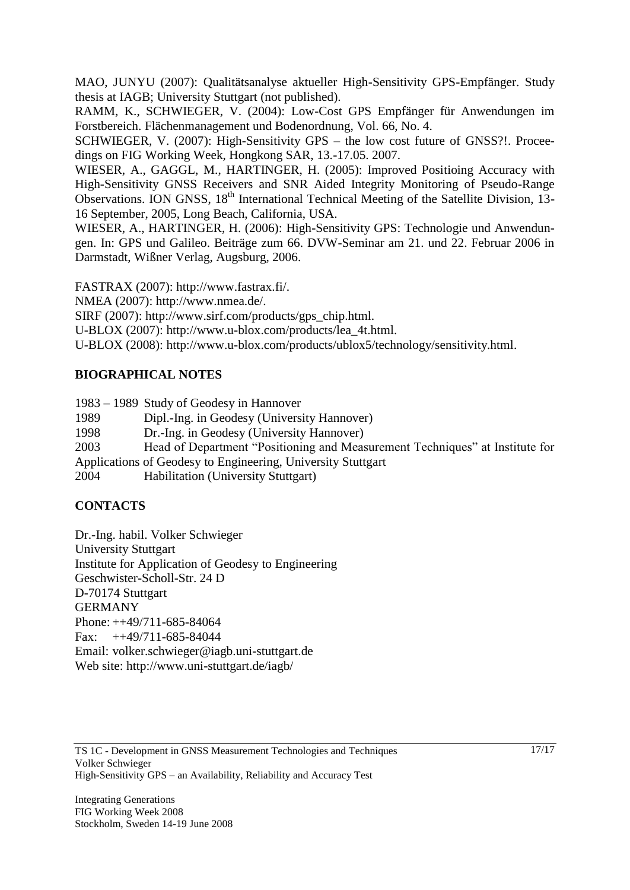MAO, JUNYU (2007): Qualitätsanalyse aktueller High-Sensitivity GPS-Empfänger. Study thesis at IAGB; University Stuttgart (not published).

RAMM, K., SCHWIEGER, V. (2004): Low-Cost GPS Empfänger für Anwendungen im Forstbereich. Flächenmanagement und Bodenordnung, Vol. 66, No. 4.

SCHWIEGER, V. (2007): High-Sensitivity GPS – the low cost future of GNSS?!. Proceedings on FIG Working Week, Hongkong SAR, 13.-17.05. 2007.

WIESER, A., GAGGL, M., HARTINGER, H. (2005): Improved Positioing Accuracy with High-Sensitivity GNSS Receivers and SNR Aided Integrity Monitoring of Pseudo-Range Observations. ION GNSS, 18th International Technical Meeting of the Satellite Division, 13-16 September, 2005, Long Beach, California, USA.

WIESER, A., HARTINGER, H. (2006): High-Sensitivity GPS: Technologie und Anwendungen. In: GPS und Galileo. Beiträge zum 66. DVW-Seminar am 21. und 22. Februar 2006 in Darmstadt, Wißner Verlag, Augsburg, 2006.

FASTRAX (2007): http://www.fastrax.fi/.

NMEA (2007): http://www.nmea.de/.

SIRF (2007): http://www.sirf.com/products/gps_chip.html.

U-BLOX (2007): http://www.u-blox.com/products/lea_4t.html.

U-BLOX (2008): http://www.u-blox.com/products/ublox5/technology/sensitivity.html.

## BIOGRAPHICAL NOTES

1983 – 1989 Study of Geodesy in Hannover

1989 Dipl.-Ing. in Geodesy (University Hannover)

1998 Dr.-Ing. in Geodesy (University Hannover)

2003 Head of Department "Positioning and Measurement Techniques" at Institute for Applications of Geodesy to Engineering, University Stuttgart

2004 Habilitation (University Stuttgart)

## CONTACTS

Dr.-Ing. habil. Volker Schwieger
University Stuttgart
Institute for Application of Geodesy to Engineering
Geschwister-Scholl-Str. 24 D
D-70174 Stuttgart
GERMANY
Phone: ++49/711-685-84064
Fax: ++49/711-685-84044
Email: volker.schwieger@iagb.uni-stuttgart.de
Web site: http://www.uni-stuttgart.de/iagb/